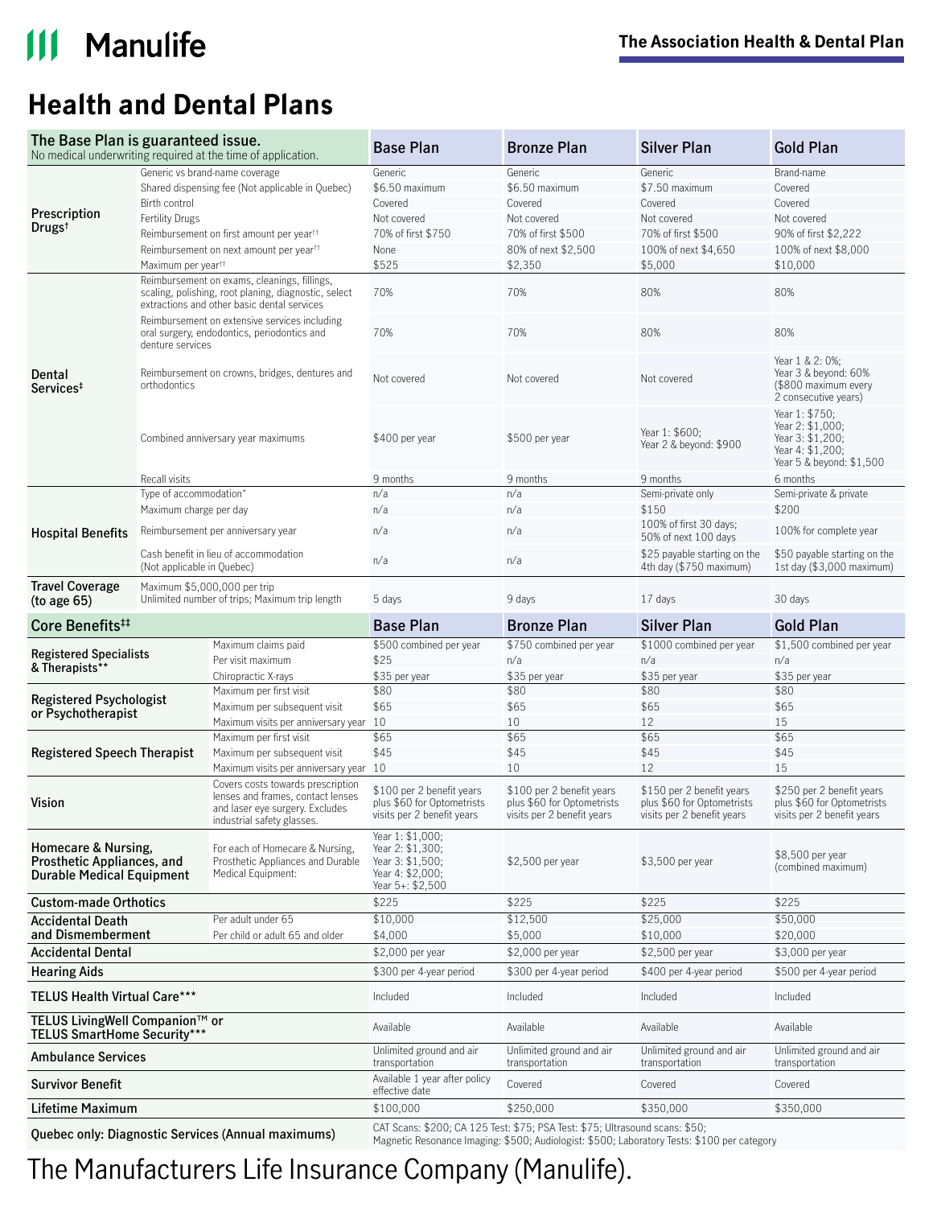# Health and Dental Plans

| The Base Plan is guaranteed issue. No medical underwriting required at the time of application. | | Base Plan | Bronze Plan | Silver Plan | Gold Plan |
|---|---|---|---|---|---|
| Prescription Drugs† | Generic vs brand-name coverage | Generic | Generic | Generic | Brand-name |
| | Shared dispensing fee (Not applicable in Quebec) | $6.50 maximum | $6.50 maximum | $7.50 maximum | Covered |
| | Birth control | Covered | Covered | Covered | Covered |
| | Fertility Drugs | Not covered | Not covered | Not covered | Not covered |
| | Reimbursement on first amount per year†† | 70% of first $750 | 70% of first $500 | 70% of first $500 | 90% of first $2,222 |
| | Reimbursement on next amount per year†† | None | 80% of next $2,500 | 100% of next $4,650 | 100% of next $8,000 |
| | Maximum per year†† | $525 | $2,350 | $5,000 | $10,000 |
| Dental Services‡ | Reimbursement on exams, cleanings, fillings, scaling, polishing, root planing, diagnostic, select extractions and other basic dental services | 70% | 70% | 80% | 80% |
| | Reimbursement on extensive services including oral surgery, endodontics, periodontics and denture services | 70% | 70% | 80% | 80% |
| | Reimbursement on crowns, bridges, dentures and orthodontics | Not covered | Not covered | Not covered | Year 1 & 2: 0%; Year 3 & beyond: 60% ($800 maximum every 2 consecutive years) |
| | Combined anniversary year maximums | $400 per year | $500 per year | Year 1: $600; Year 2 & beyond: $900 | Year 1: $750; Year 2: $1,000; Year 3: $1,200; Year 4: $1,200; Year 5 & beyond: $1,500 |
| | Recall visits | 9 months | 9 months | 9 months | 6 months |
| Hospital Benefits | Type of accommodation* | n/a | n/a | Semi-private only | Semi-private & private |
| | Maximum charge per day | n/a | n/a | $150 | $200 |
| | Reimbursement per anniversary year | n/a | n/a | 100% of first 30 days; 50% of next 100 days | 100% for complete year |
| | Cash benefit in lieu of accommodation (Not applicable in Quebec) | n/a | n/a | $25 payable starting on the 4th day ($750 maximum) | $50 payable starting on the 1st day ($3,000 maximum) |
| Travel Coverage (to age 65) | Maximum $5,000,000 per trip Unlimited number of trips; Maximum trip length | 5 days | 9 days | 17 days | 30 days |

| Core Benefits‡‡ | | Base Plan | Bronze Plan | Silver Plan | Gold Plan |
|---|---|---|---|---|---|
| Registered Specialists & Therapists** | Maximum claims paid | $500 combined per year | $750 combined per year | $1000 combined per year | $1,500 combined per year |
| | Per visit maximum | $25 | n/a | n/a | n/a |
| | Chiropractic X-rays | $35 per year | $35 per year | $35 per year | $35 per year |
| Registered Psychologist or Psychotherapist | Maximum per first visit | $80 | $80 | $80 | $80 |
| | Maximum per subsequent visit | $65 | $65 | $65 | $65 |
| | Maximum visits per anniversary year | 10 | 10 | 12 | 15 |
| Registered Speech Therapist | Maximum per first visit | $65 | $65 | $65 | $65 |
| | Maximum per subsequent visit | $45 | $45 | $45 | $45 |
| | Maximum visits per anniversary year | 10 | 10 | 12 | 15 |
| Vision | Covers costs towards prescription lenses and frames, contact lenses and laser eye surgery. Excludes industrial safety glasses. | $100 per 2 benefit years plus $60 for Optometrists visits per 2 benefit years | $100 per 2 benefit years plus $60 for Optometrists visits per 2 benefit years | $150 per 2 benefit years plus $60 for Optometrists visits per 2 benefit years | $250 per 2 benefit years plus $60 for Optometrists visits per 2 benefit years |
| Homecare & Nursing, Prosthetic Appliances, and Durable Medical Equipment | For each of Homecare & Nursing, Prosthetic Appliances and Durable Medical Equipment: | Year 1: $1,000; Year 2: $1,300; Year 3: $1,500; Year 4: $2,000; Year 5+: $2,500 | $2,500 per year | $3,500 per year | $8,500 per year (combined maximum) |
| Custom-made Orthotics | | $225 | $225 | $225 | $225 |
| Accidental Death and Dismemberment | Per adult under 65 | $10,000 | $12,500 | $25,000 | $50,000 |
| | Per child or adult 65 and older | $4,000 | $5,000 | $10,000 | $20,000 |
| Accidental Dental | | $2,000 per year | $2,000 per year | $2,500 per year | $3,000 per year |
| Hearing Aids | | $300 per 4-year period | $300 per 4-year period | $400 per 4-year period | $500 per 4-year period |
| TELUS Health Virtual Care*** | | Included | Included | Included | Included |
| TELUS LivingWell Companion™ or TELUS SmartHome Security*** | | Available | Available | Available | Available |
| Ambulance Services | | Unlimited ground and air transportation | Unlimited ground and air transportation | Unlimited ground and air transportation | Unlimited ground and air transportation |
| Survivor Benefit | | Available 1 year after policy effective date | Covered | Covered | Covered |
| Lifetime Maximum | | $100,000 | $250,000 | $350,000 | $350,000 |
| Quebec only: Diagnostic Services (Annual maximums) | | CAT Scans: $200; CA 125 Test: $75; PSA Test: $75; Ultrasound scans: $50; Magnetic Resonance Imaging: $500; Audiologist: $500; Laboratory Tests: $100 per category | | | |

The Manufacturers Life Insurance Company (Manulife).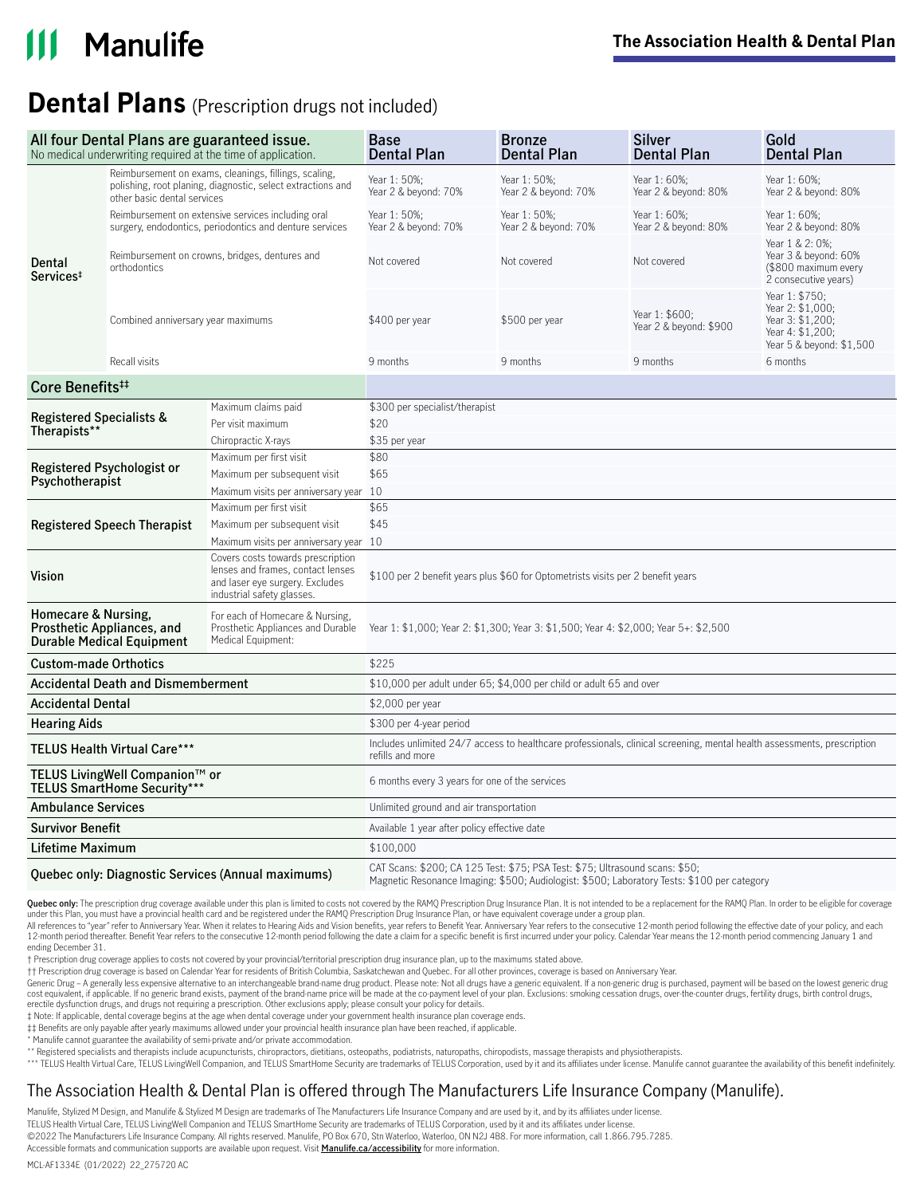# Dental Plans (Prescription drugs not included)

| All four Dental Plans are guaranteed issue. No medical underwriting required at the time of application. | | Base Dental Plan | Bronze Dental Plan | Silver Dental Plan | Gold Dental Plan |
|---|---|---|---|---|---|
| Dental Services‡ | Reimbursement on exams, cleanings, fillings, scaling, polishing, root planing, diagnostic, select extractions and other basic dental services | Year 1: 50%; Year 2 & beyond: 70% | Year 1: 50%; Year 2 & beyond: 70% | Year 1: 60%; Year 2 & beyond: 80% | Year 1: 60%; Year 2 & beyond: 80% |
| | Reimbursement on extensive services including oral surgery, endodontics, periodontics and denture services | Year 1: 50%; Year 2 & beyond: 70% | Year 1: 50%; Year 2 & beyond: 70% | Year 1: 60%; Year 2 & beyond: 80% | Year 1: 60%; Year 2 & beyond: 80% |
| | Reimbursement on crowns, bridges, dentures and orthodontics | Not covered | Not covered | Not covered | Year 1 & 2: 0%; Year 3 & beyond: 60% ($800 maximum every 2 consecutive years) |
| | Combined anniversary year maximums | $400 per year | $500 per year | Year 1: $600; Year 2 & beyond: $900 | Year 1: $750; Year 2: $1,000; Year 3: $1,200; Year 4: $1,200; Year 5 & beyond: $1,500 |
| | Recall visits | 9 months | 9 months | 9 months | 6 months |

| Core Benefits‡‡ | | |
|---|---|---|
| Registered Specialists & Therapists** | Maximum claims paid | $300 per specialist/therapist |
| | Per visit maximum | $20 |
| | Chiropractic X-rays | $35 per year |
| Registered Psychologist or Psychotherapist | Maximum per first visit | $80 |
| | Maximum per subsequent visit | $65 |
| | Maximum visits per anniversary year | 10 |
| Registered Speech Therapist | Maximum per first visit | $65 |
| | Maximum per subsequent visit | $45 |
| | Maximum visits per anniversary year | 10 |
| Vision | Covers costs towards prescription lenses and frames, contact lenses and laser eye surgery. Excludes industrial safety glasses. | $100 per 2 benefit years plus $60 for Optometrists visits per 2 benefit years |
| Homecare & Nursing, Prosthetic Appliances, and Durable Medical Equipment | For each of Homecare & Nursing, Prosthetic Appliances and Durable Medical Equipment: | Year 1: $1,000; Year 2: $1,300; Year 3: $1,500; Year 4: $2,000; Year 5+: $2,500 |
| Custom-made Orthotics | | $225 |
| Accidental Death and Dismemberment | | $10,000 per adult under 65; $4,000 per child or adult 65 and over |
| Accidental Dental | | $2,000 per year |
| Hearing Aids | | $300 per 4-year period |
| TELUS Health Virtual Care*** | | Includes unlimited 24/7 access to healthcare professionals, clinical screening, mental health assessments, prescription refills and more |
| TELUS LivingWell Companion™ or TELUS SmartHome Security*** | | 6 months every 3 years for one of the services |
| Ambulance Services | | Unlimited ground and air transportation |
| Survivor Benefit | | Available 1 year after policy effective date |
| Lifetime Maximum | | $100,000 |
| Quebec only: Diagnostic Services (Annual maximums) | | CAT Scans: $200; CA 125 Test: $75; PSA Test: $75; Ultrasound scans: $50; Magnetic Resonance Imaging: $500; Audiologist: $500; Laboratory Tests: $100 per category |

**Quebec only:** The prescription drug coverage available under this plan is limited to costs not covered by the RAMQ Prescription Drug Insurance Plan. It is not intended to be a replacement for the RAMQ Plan. In order to be eligible for coverage under this Plan, you must have a provincial health card and be registered under the RAMQ Prescription Drug Insurance Plan, or have equivalent coverage under a group plan.

All references to "year" refer to Anniversary Year. When it relates to Hearing Aids and Vision benefits, year refers to Benefit Year. Anniversary Year refers to the consecutive 12-month period following the effective date of your policy, and each 12-month period thereafter. Benefit Year refers to the consecutive 12-month period following the date a claim for a specific benefit is first incurred under your policy. Calendar Year means the 12-month period commencing January 1 and ending December 31.

† Prescription drug coverage applies to costs not covered by your provincial/territorial prescription drug insurance plan, up to the maximums stated above.

†† Prescription drug coverage is based on Calendar Year for residents of British Columbia, Saskatchewan and Quebec. For all other provinces, coverage is based on Anniversary Year.

Generic Drug – A generally less expensive alternative to an interchangeable brand-name drug product. Please note: Not all drugs have a generic equivalent. If a non-generic drug is purchased, payment will be based on the lowest generic drug cost equivalent, if applicable. If no generic brand exists, payment of the brand-name price will be made at the co-payment level of your plan. Exclusions: smoking cessation drugs, over-the-counter drugs, fertility drugs, birth control drugs, erectile dysfunction drugs, and drugs not requiring a prescription. Other exclusions apply; please consult your policy for details.

‡ Note: If applicable, dental coverage begins at the age when dental coverage under your government health insurance plan coverage ends.

‡‡ Benefits are only payable after yearly maximums allowed under your provincial health insurance plan have been reached, if applicable.

* Manulife cannot guarantee the availability of semi-private and/or private accommodation.

** Registered specialists and therapists include acupuncturists, chiropractors, dietitians, osteopaths, podiatrists, naturopaths, chiropodists, massage therapists and physiotherapists.

*** TELUS Health Virtual Care, TELUS LivingWell Companion, and TELUS SmartHome Security are trademarks of TELUS Corporation, used by it and its affiliates under license. Manulife cannot guarantee the availability of this benefit indefinitely.

## The Association Health & Dental Plan is offered through The Manufacturers Life Insurance Company (Manulife).

Manulife, Stylized M Design, and Manulife & Stylized M Design are trademarks of The Manufacturers Life Insurance Company and are used by it, and by its affiliates under license.

TELUS Health Virtual Care, TELUS LivingWell Companion and TELUS SmartHome Security are trademarks of TELUS Corporation, used by it and its affiliates under license.

©2022 The Manufacturers Life Insurance Company. All rights reserved. Manulife, PO Box 670, Stn Waterloo, Waterloo, ON N2J 4B8. For more information, call 1.866.795.7285.

Accessible formats and communication supports are available upon request. Visit **Manulife.ca/accessibility** for more information.

MCL-AF1334E (01/2022) 22_275720 AC